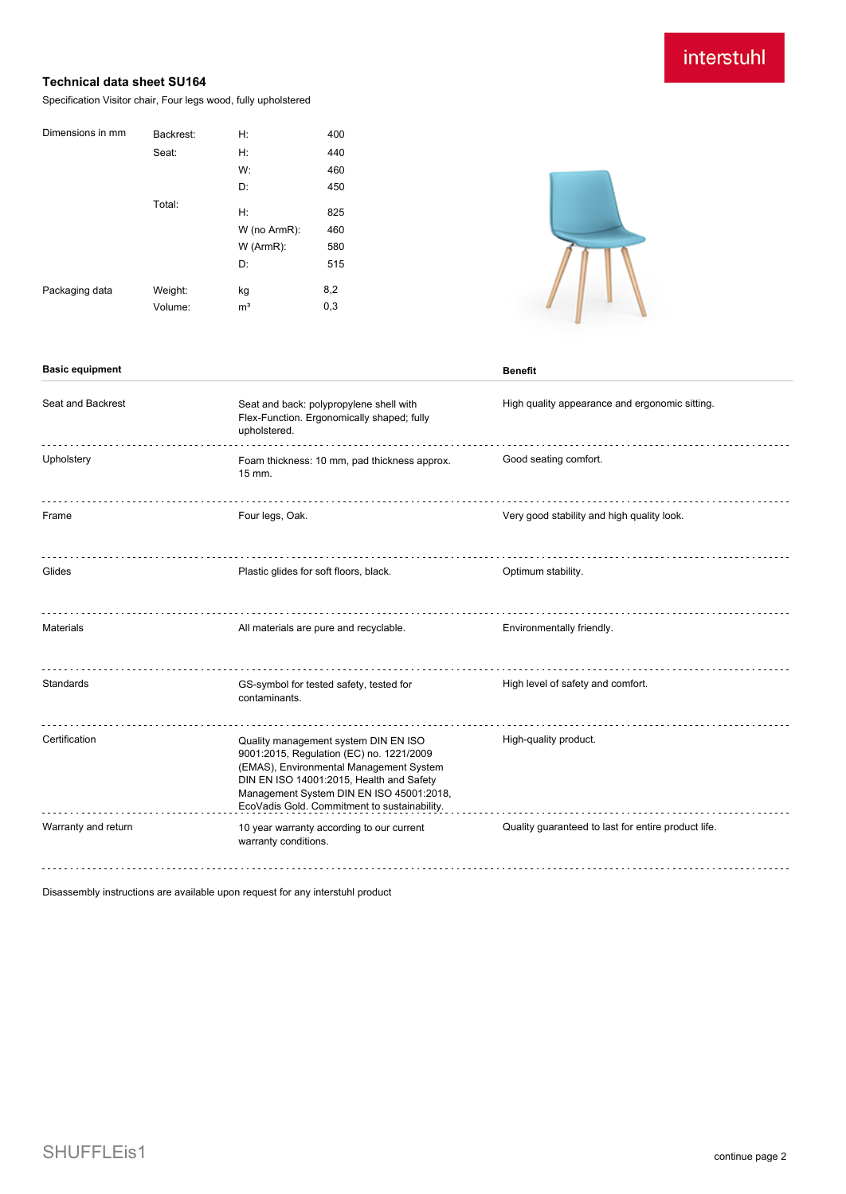interstuhl

## Technical data sheet SU164

Specification Visitor chair, Four legs wood, fully upholstered

| Dimensions in mm | Backrest: | H: | 400 |
|---|---|---|---|
| | Seat: | H: | 440 |
| | | W: | 460 |
| | | D: | 450 |
| | Total: | H: | 825 |
| | | W (no ArmR): | 460 |
| | | W (ArmR): | 580 |
| | | D: | 515 |
| Packaging data | Weight: | kg | 8,2 |
| | Volume: | m³ | 0,3 |

| Basic equipment | | Benefit |
|---|---|---|
| Seat and Backrest | Seat and back: polypropylene shell with Flex-Function. Ergonomically shaped; fully upholstered. | High quality appearance and ergonomic sitting. |
| Upholstery | Foam thickness: 10 mm, pad thickness approx. 15 mm. | Good seating comfort. |
| Frame | Four legs, Oak. | Very good stability and high quality look. |
| Glides | Plastic glides for soft floors, black. | Optimum stability. |
| Materials | All materials are pure and recyclable. | Environmentally friendly. |
| Standards | GS-symbol for tested safety, tested for contaminants. | High level of safety and comfort. |
| Certification | Quality management system DIN EN ISO 9001:2015, Regulation (EC) no. 1221/2009 (EMAS), Environmental Management System DIN EN ISO 14001:2015, Health and Safety Management System DIN EN ISO 45001:2018, EcoVadis Gold. Commitment to sustainability. | High-quality product. |
| Warranty and return | 10 year warranty according to our current warranty conditions. | Quality guaranteed to last for entire product life. |

Disassembly instructions are available upon request for any interstuhl product

SHUFFLEis1

continue page 2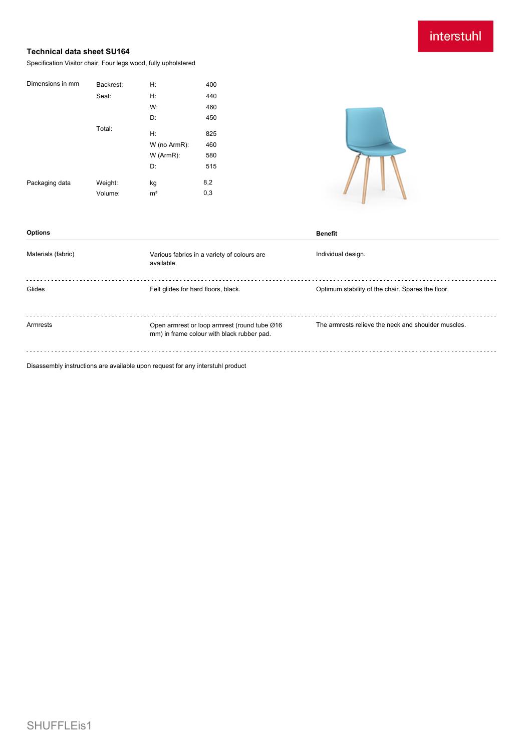interstuhl

## Technical data sheet SU164

Specification Visitor chair, Four legs wood, fully upholstered

| | | | |
|---|---|---|---|
| Dimensions in mm | Backrest: | H: | 400 |
| | Seat: | H: | 440 |
| | | W: | 460 |
| | | D: | 450 |
| | Total: | H: | 825 |
| | | W (no ArmR): | 460 |
| | | W (ArmR): | 580 |
| | | D: | 515 |
| Packaging data | Weight: | kg | 8,2 |
| | Volume: | m³ | 0,3 |

| Options | | Benefit |
|---|---|---|
| Materials (fabric) | Various fabrics in a variety of colours are available. | Individual design. |
| Glides | Felt glides for hard floors, black. | Optimum stability of the chair. Spares the floor. |
| Armrests | Open armrest or loop armrest (round tube Ø16 mm) in frame colour with black rubber pad. | The armrests relieve the neck and shoulder muscles. |

Disassembly instructions are available upon request for any interstuhl product

SHUFFLEis1